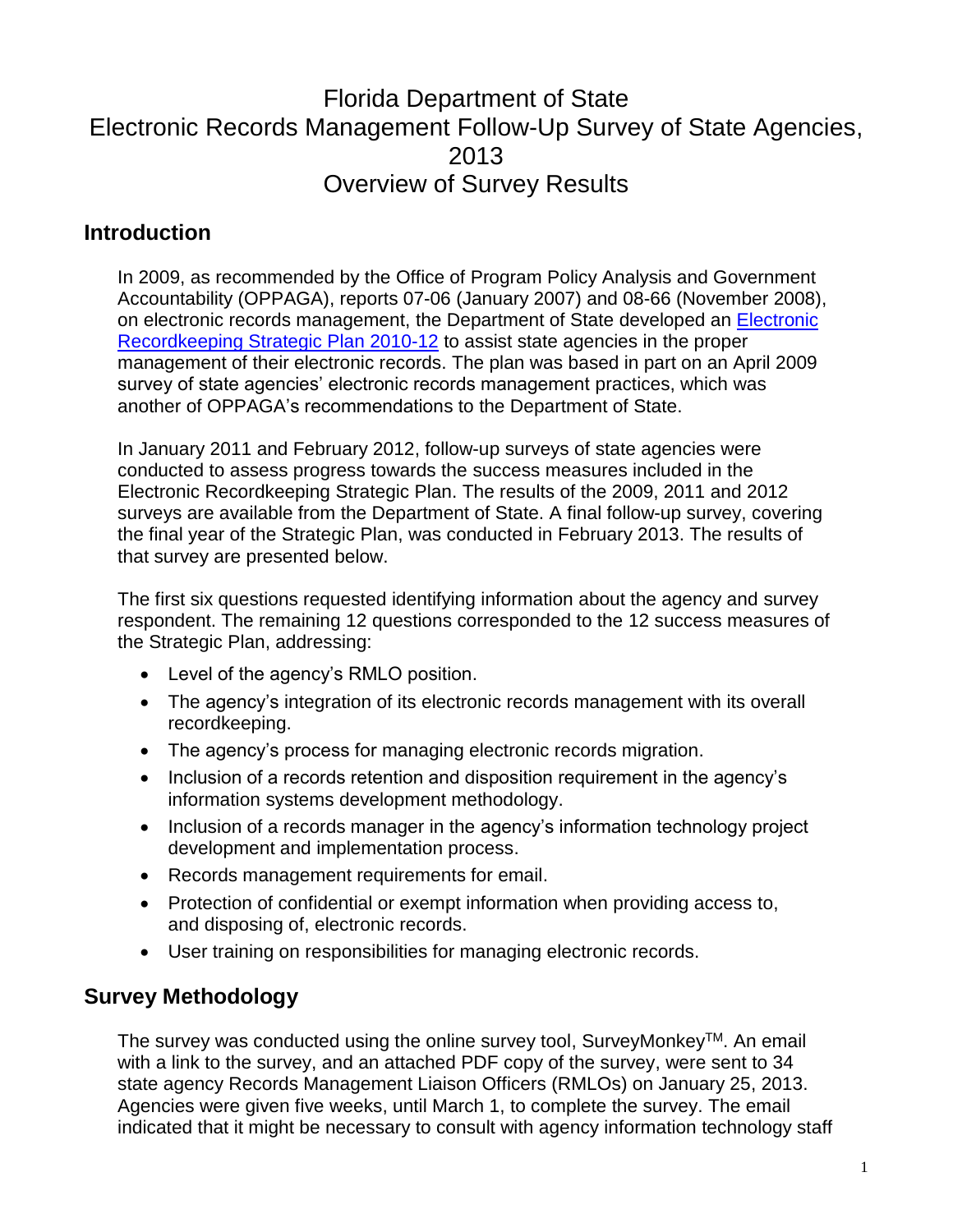# Florida Department of State
# Electronic Records Management Follow-Up Survey of State Agencies, 2013
# Overview of Survey Results

## Introduction

In 2009, as recommended by the Office of Program Policy Analysis and Government Accountability (OPPAGA), reports 07-06 (January 2007) and 08-66 (November 2008), on electronic records management, the Department of State developed an Electronic Recordkeeping Strategic Plan 2010-12 to assist state agencies in the proper management of their electronic records. The plan was based in part on an April 2009 survey of state agencies' electronic records management practices, which was another of OPPAGA's recommendations to the Department of State.

In January 2011 and February 2012, follow-up surveys of state agencies were conducted to assess progress towards the success measures included in the Electronic Recordkeeping Strategic Plan. The results of the 2009, 2011 and 2012 surveys are available from the Department of State. A final follow-up survey, covering the final year of the Strategic Plan, was conducted in February 2013. The results of that survey are presented below.

The first six questions requested identifying information about the agency and survey respondent. The remaining 12 questions corresponded to the 12 success measures of the Strategic Plan, addressing:

- Level of the agency's RMLO position.
- The agency's integration of its electronic records management with its overall recordkeeping.
- The agency's process for managing electronic records migration.
- Inclusion of a records retention and disposition requirement in the agency's information systems development methodology.
- Inclusion of a records manager in the agency's information technology project development and implementation process.
- Records management requirements for email.
- Protection of confidential or exempt information when providing access to, and disposing of, electronic records.
- User training on responsibilities for managing electronic records.

## Survey Methodology

The survey was conducted using the online survey tool, SurveyMonkey™. An email with a link to the survey, and an attached PDF copy of the survey, were sent to 34 state agency Records Management Liaison Officers (RMLOs) on January 25, 2013. Agencies were given five weeks, until March 1, to complete the survey. The email indicated that it might be necessary to consult with agency information technology staff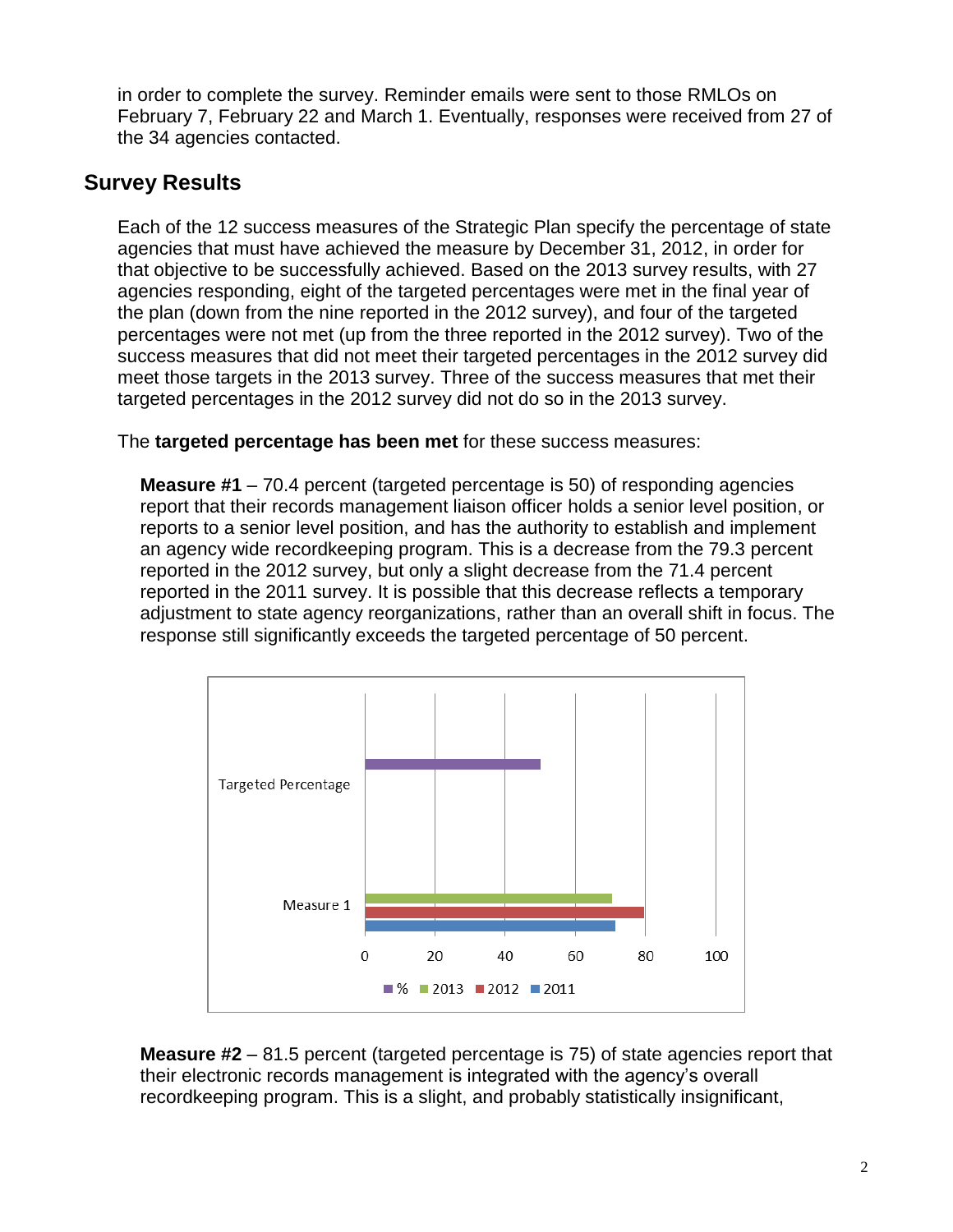in order to complete the survey. Reminder emails were sent to those RMLOs on February 7, February 22 and March 1. Eventually, responses were received from 27 of the 34 agencies contacted.

## Survey Results

Each of the 12 success measures of the Strategic Plan specify the percentage of state agencies that must have achieved the measure by December 31, 2012, in order for that objective to be successfully achieved. Based on the 2013 survey results, with 27 agencies responding, eight of the targeted percentages were met in the final year of the plan (down from the nine reported in the 2012 survey), and four of the targeted percentages were not met (up from the three reported in the 2012 survey). Two of the success measures that did not meet their targeted percentages in the 2012 survey did meet those targets in the 2013 survey. Three of the success measures that met their targeted percentages in the 2012 survey did not do so in the 2013 survey.

The **targeted percentage has been met** for these success measures:

**Measure #1** – 70.4 percent (targeted percentage is 50) of responding agencies report that their records management liaison officer holds a senior level position, or reports to a senior level position, and has the authority to establish and implement an agency wide recordkeeping program. This is a decrease from the 79.3 percent reported in the 2012 survey, but only a slight decrease from the 71.4 percent reported in the 2011 survey. It is possible that this decrease reflects a temporary adjustment to state agency reorganizations, rather than an overall shift in focus. The response still significantly exceeds the targeted percentage of 50 percent.

| | % | 2013 | 2012 | 2011 |
|---|---|---|---|---|
| Targeted Percentage | 50 | | | |
| Measure 1 | | 70.4 | 79.3 | 71.4 |

**Measure #2** – 81.5 percent (targeted percentage is 75) of state agencies report that their electronic records management is integrated with the agency's overall recordkeeping program. This is a slight, and probably statistically insignificant,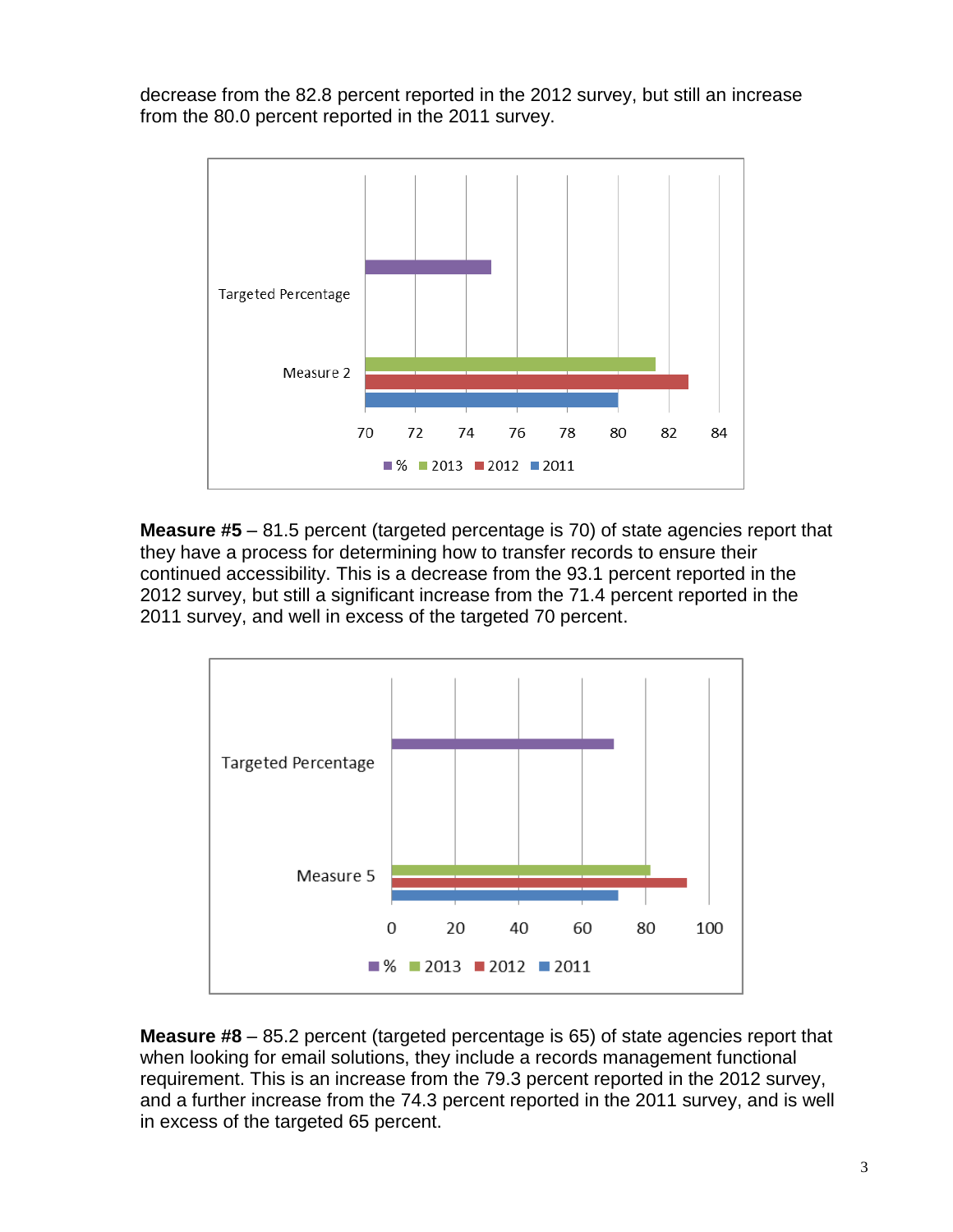decrease from the 82.8 percent reported in the 2012 survey, but still an increase from the 80.0 percent reported in the 2011 survey.

**Measure #5** – 81.5 percent (targeted percentage is 70) of state agencies report that they have a process for determining how to transfer records to ensure their continued accessibility. This is a decrease from the 93.1 percent reported in the 2012 survey, but still a significant increase from the 71.4 percent reported in the 2011 survey, and well in excess of the targeted 70 percent.

**Measure #8** – 85.2 percent (targeted percentage is 65) of state agencies report that when looking for email solutions, they include a records management functional requirement. This is an increase from the 79.3 percent reported in the 2012 survey, and a further increase from the 74.3 percent reported in the 2011 survey, and is well in excess of the targeted 65 percent.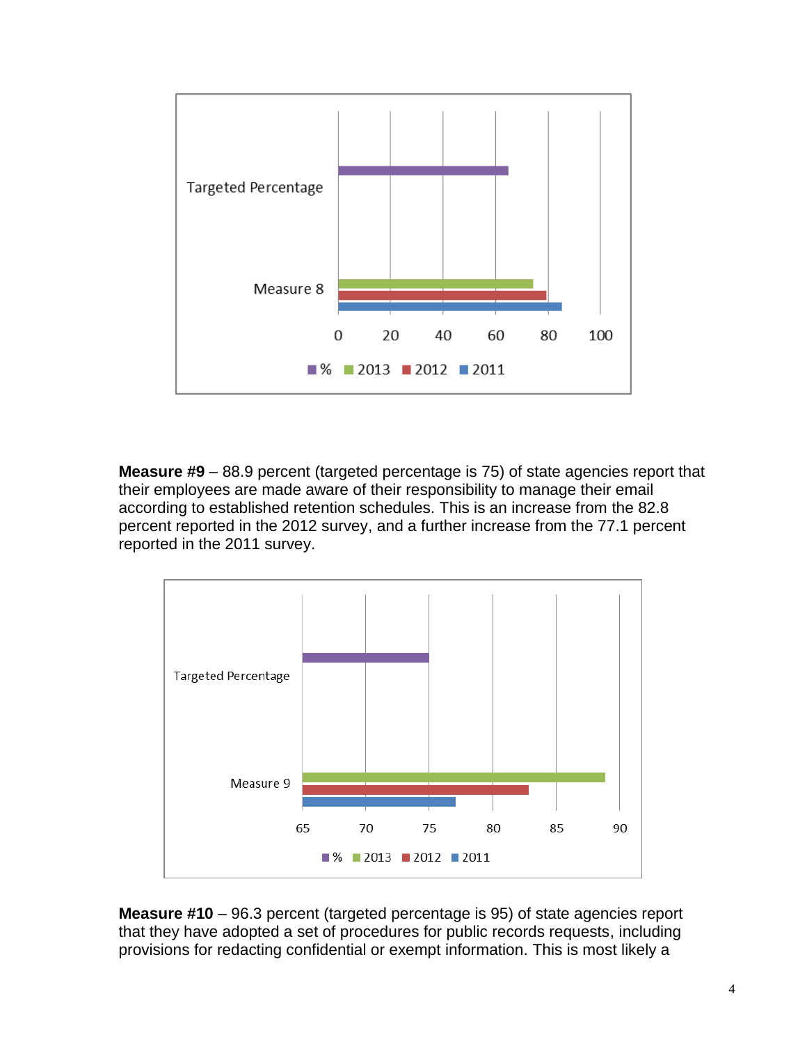Targeted Percentage

Measure 8

0 20 40 60 80 100

% 2013 2012 2011

**Measure #9** – 88.9 percent (targeted percentage is 75) of state agencies report that their employees are made aware of their responsibility to manage their email according to established retention schedules. This is an increase from the 82.8 percent reported in the 2012 survey, and a further increase from the 77.1 percent reported in the 2011 survey.

Targeted Percentage

Measure 9

65 70 75 80 85 90

% 2013 2012 2011

**Measure #10** – 96.3 percent (targeted percentage is 95) of state agencies report that they have adopted a set of procedures for public records requests, including provisions for redacting confidential or exempt information. This is most likely a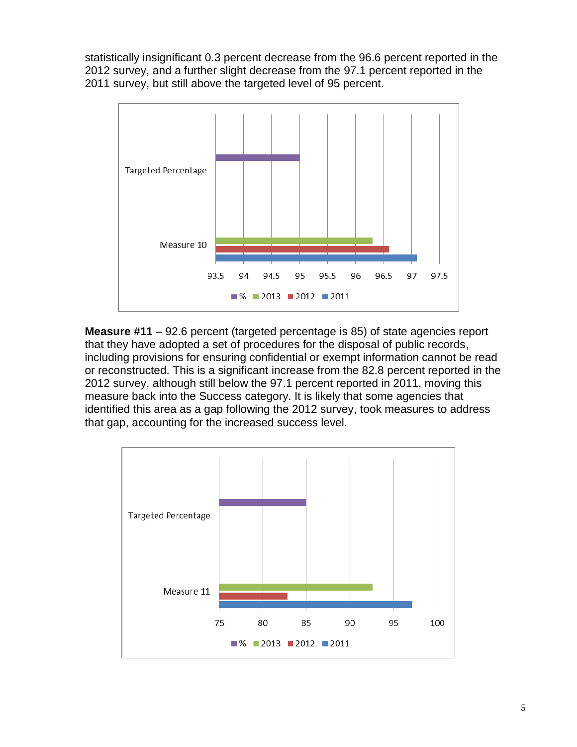statistically insignificant 0.3 percent decrease from the 96.6 percent reported in the 2012 survey, and a further slight decrease from the 97.1 percent reported in the 2011 survey, but still above the targeted level of 95 percent.

**Measure #11** – 92.6 percent (targeted percentage is 85) of state agencies report that they have adopted a set of procedures for the disposal of public records, including provisions for ensuring confidential or exempt information cannot be read or reconstructed. This is a significant increase from the 82.8 percent reported in the 2012 survey, although still below the 97.1 percent reported in 2011, moving this measure back into the Success category. It is likely that some agencies that identified this area as a gap following the 2012 survey, took measures to address that gap, accounting for the increased success level.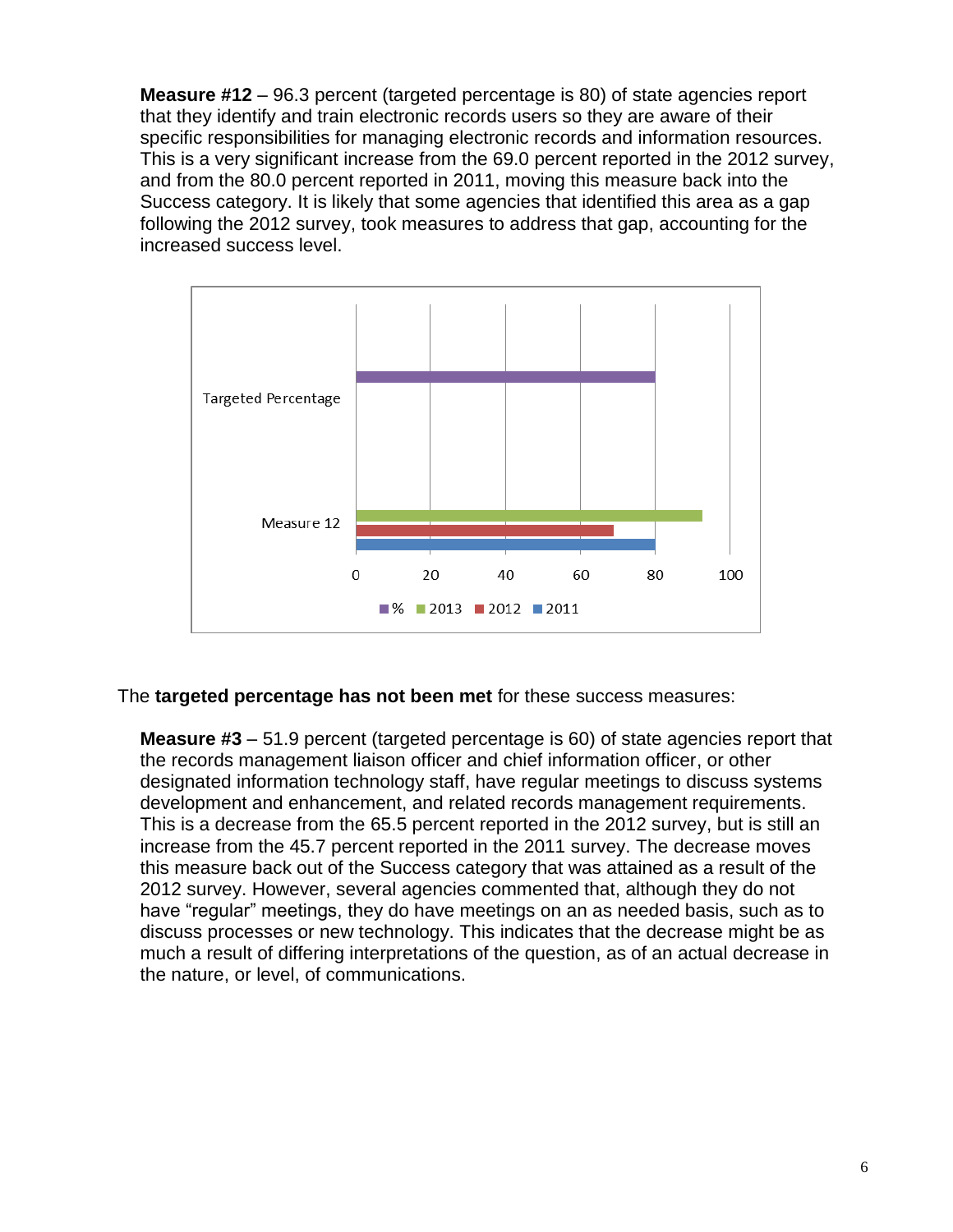**Measure #12** – 96.3 percent (targeted percentage is 80) of state agencies report that they identify and train electronic records users so they are aware of their specific responsibilities for managing electronic records and information resources. This is a very significant increase from the 69.0 percent reported in the 2012 survey, and from the 80.0 percent reported in 2011, moving this measure back into the Success category. It is likely that some agencies that identified this area as a gap following the 2012 survey, took measures to address that gap, accounting for the increased success level.

The **targeted percentage has not been met** for these success measures:

**Measure #3** – 51.9 percent (targeted percentage is 60) of state agencies report that the records management liaison officer and chief information officer, or other designated information technology staff, have regular meetings to discuss systems development and enhancement, and related records management requirements. This is a decrease from the 65.5 percent reported in the 2012 survey, but is still an increase from the 45.7 percent reported in the 2011 survey. The decrease moves this measure back out of the Success category that was attained as a result of the 2012 survey. However, several agencies commented that, although they do not have “regular” meetings, they do have meetings on an as needed basis, such as to discuss processes or new technology. This indicates that the decrease might be as much a result of differing interpretations of the question, as of an actual decrease in the nature, or level, of communications.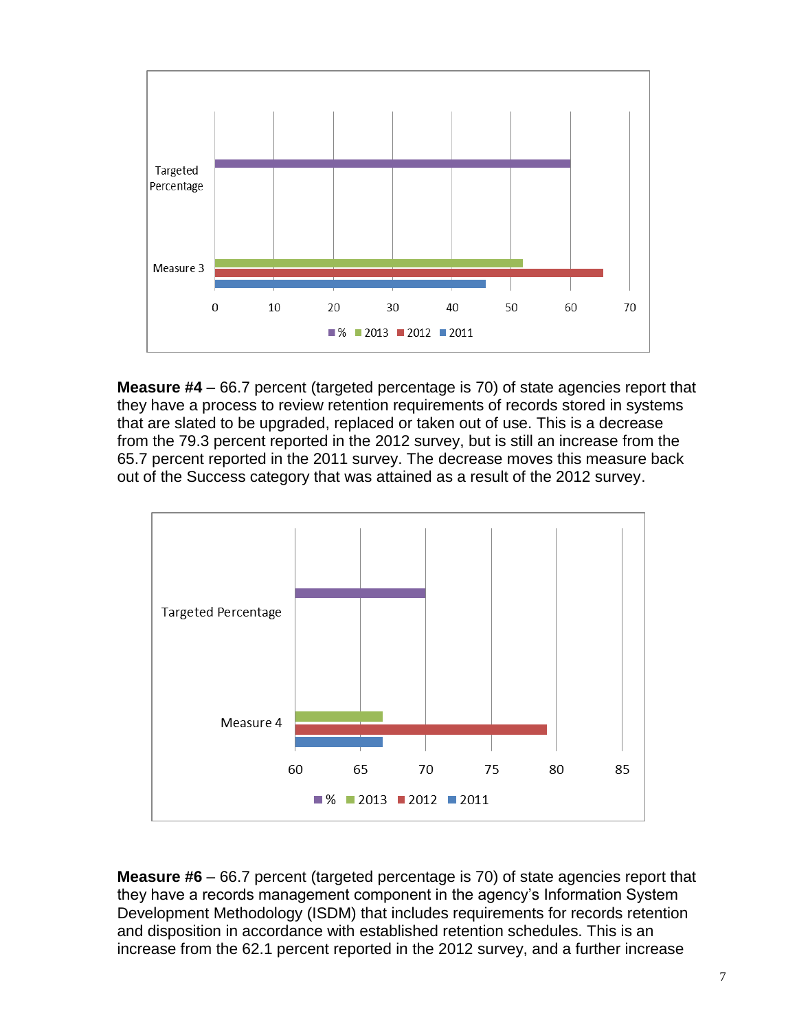**Measure #4** – 66.7 percent (targeted percentage is 70) of state agencies report that they have a process to review retention requirements of records stored in systems that are slated to be upgraded, replaced or taken out of use. This is a decrease from the 79.3 percent reported in the 2012 survey, but is still an increase from the 65.7 percent reported in the 2011 survey. The decrease moves this measure back out of the Success category that was attained as a result of the 2012 survey.

**Measure #6** – 66.7 percent (targeted percentage is 70) of state agencies report that they have a records management component in the agency's Information System Development Methodology (ISDM) that includes requirements for records retention and disposition in accordance with established retention schedules. This is an increase from the 62.1 percent reported in the 2012 survey, and a further increase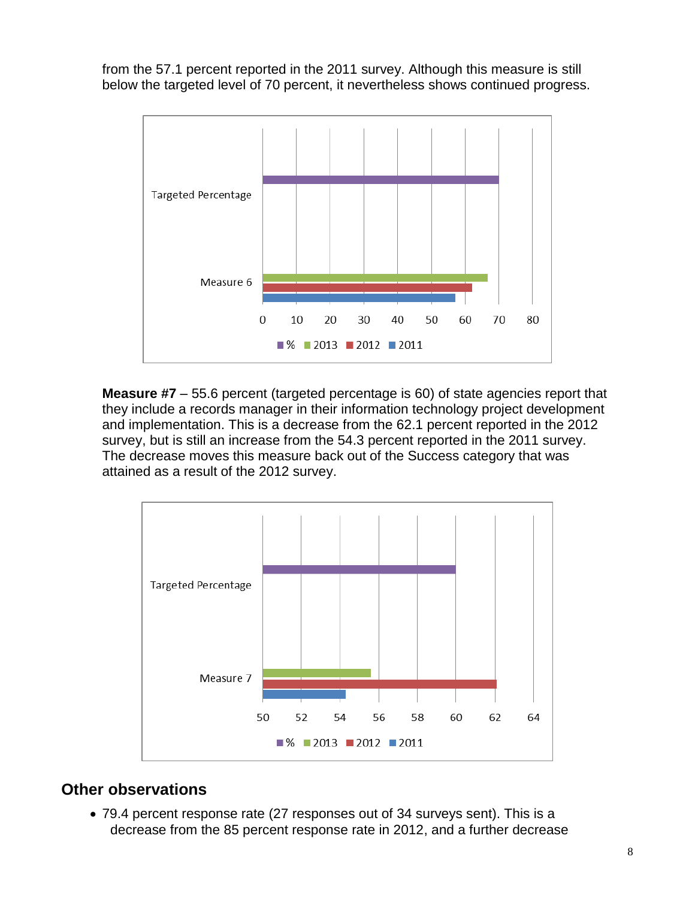from the 57.1 percent reported in the 2011 survey. Although this measure is still below the targeted level of 70 percent, it nevertheless shows continued progress.

**Measure #7** – 55.6 percent (targeted percentage is 60) of state agencies report that they include a records manager in their information technology project development and implementation. This is a decrease from the 62.1 percent reported in the 2012 survey, but is still an increase from the 54.3 percent reported in the 2011 survey. The decrease moves this measure back out of the Success category that was attained as a result of the 2012 survey.

## Other observations

- 79.4 percent response rate (27 responses out of 34 surveys sent). This is a decrease from the 85 percent response rate in 2012, and a further decrease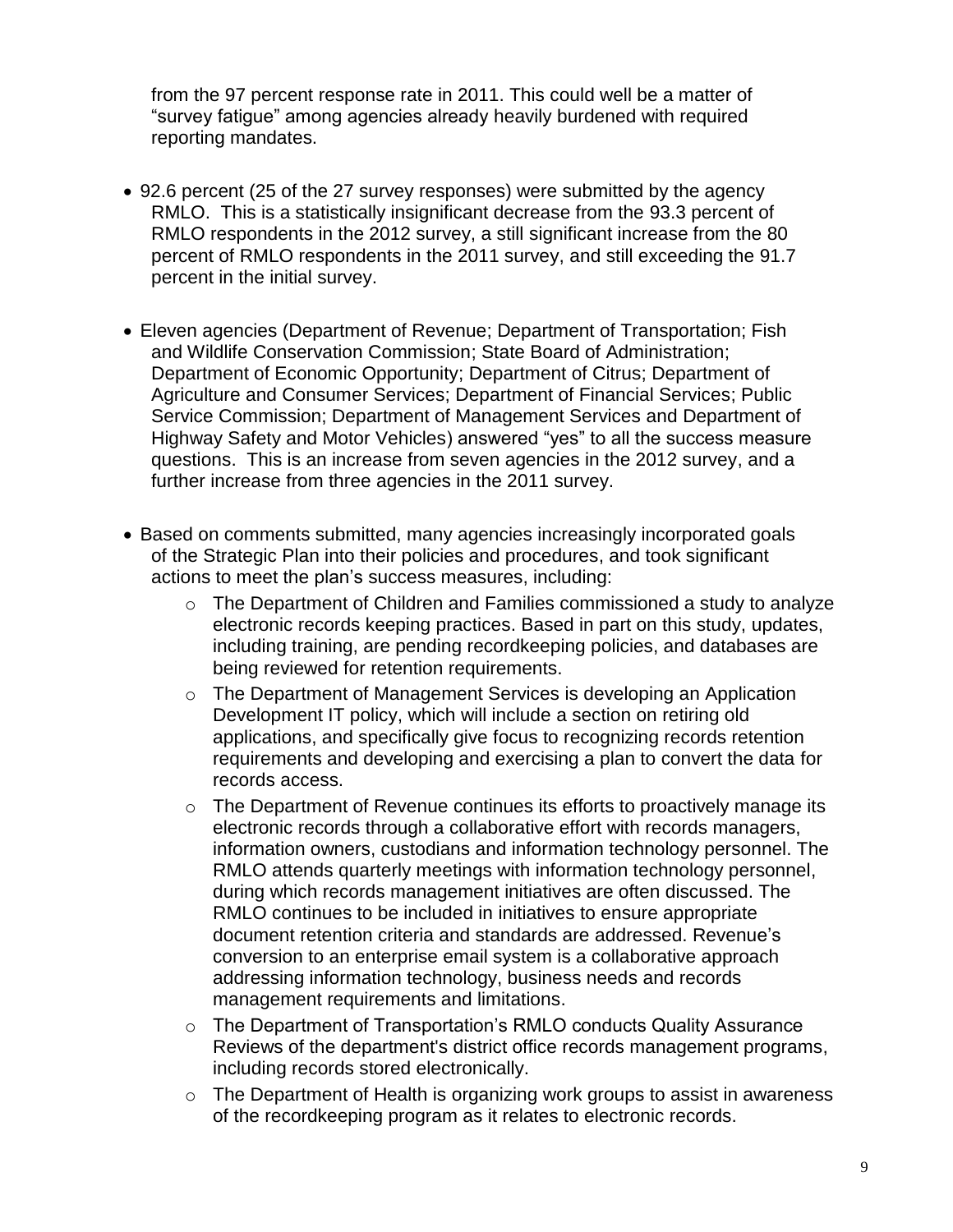from the 97 percent response rate in 2011. This could well be a matter of "survey fatigue" among agencies already heavily burdened with required reporting mandates.

- 92.6 percent (25 of the 27 survey responses) were submitted by the agency RMLO. This is a statistically insignificant decrease from the 93.3 percent of RMLO respondents in the 2012 survey, a still significant increase from the 80 percent of RMLO respondents in the 2011 survey, and still exceeding the 91.7 percent in the initial survey.

- Eleven agencies (Department of Revenue; Department of Transportation; Fish and Wildlife Conservation Commission; State Board of Administration; Department of Economic Opportunity; Department of Citrus; Department of Agriculture and Consumer Services; Department of Financial Services; Public Service Commission; Department of Management Services and Department of Highway Safety and Motor Vehicles) answered "yes" to all the success measure questions. This is an increase from seven agencies in the 2012 survey, and a further increase from three agencies in the 2011 survey.

- Based on comments submitted, many agencies increasingly incorporated goals of the Strategic Plan into their policies and procedures, and took significant actions to meet the plan's success measures, including:
  - The Department of Children and Families commissioned a study to analyze electronic records keeping practices. Based in part on this study, updates, including training, are pending recordkeeping policies, and databases are being reviewed for retention requirements.
  - The Department of Management Services is developing an Application Development IT policy, which will include a section on retiring old applications, and specifically give focus to recognizing records retention requirements and developing and exercising a plan to convert the data for records access.
  - The Department of Revenue continues its efforts to proactively manage its electronic records through a collaborative effort with records managers, information owners, custodians and information technology personnel. The RMLO attends quarterly meetings with information technology personnel, during which records management initiatives are often discussed. The RMLO continues to be included in initiatives to ensure appropriate document retention criteria and standards are addressed. Revenue's conversion to an enterprise email system is a collaborative approach addressing information technology, business needs and records management requirements and limitations.
  - The Department of Transportation's RMLO conducts Quality Assurance Reviews of the department's district office records management programs, including records stored electronically.
  - The Department of Health is organizing work groups to assist in awareness of the recordkeeping program as it relates to electronic records.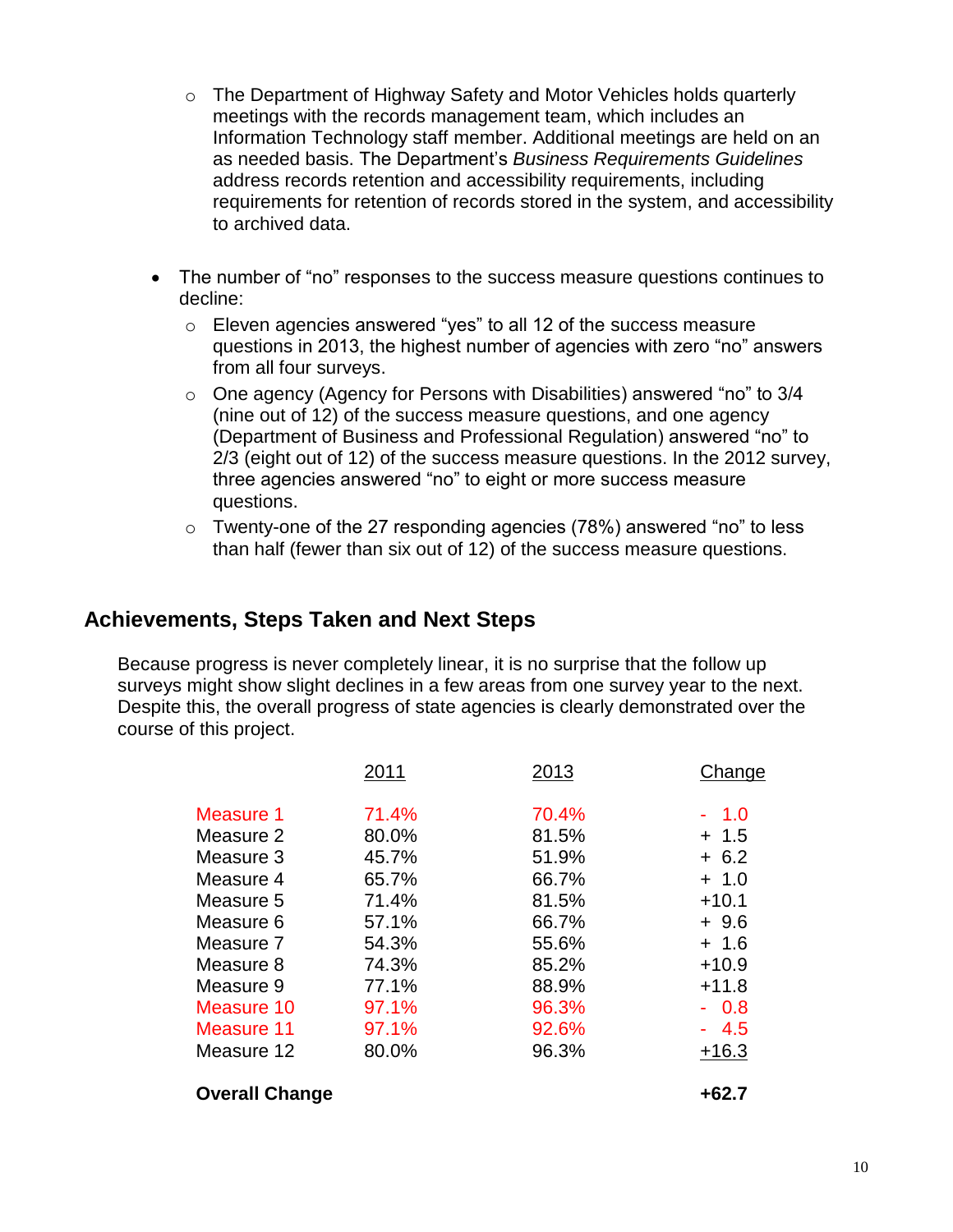- The Department of Highway Safety and Motor Vehicles holds quarterly meetings with the records management team, which includes an Information Technology staff member. Additional meetings are held on an as needed basis. The Department's *Business Requirements Guidelines* address records retention and accessibility requirements, including requirements for retention of records stored in the system, and accessibility to archived data.

- The number of "no" responses to the success measure questions continues to decline:
  - Eleven agencies answered "yes" to all 12 of the success measure questions in 2013, the highest number of agencies with zero "no" answers from all four surveys.
  - One agency (Agency for Persons with Disabilities) answered "no" to 3/4 (nine out of 12) of the success measure questions, and one agency (Department of Business and Professional Regulation) answered "no" to 2/3 (eight out of 12) of the success measure questions. In the 2012 survey, three agencies answered "no" to eight or more success measure questions.
  - Twenty-one of the 27 responding agencies (78%) answered "no" to less than half (fewer than six out of 12) of the success measure questions.

## Achievements, Steps Taken and Next Steps

Because progress is never completely linear, it is no surprise that the follow up surveys might show slight declines in a few areas from one survey year to the next. Despite this, the overall progress of state agencies is clearly demonstrated over the course of this project.

| | 2011 | 2013 | Change |
|---|---|---|---|
| Measure 1 | 71.4% | 70.4% | - 1.0 |
| Measure 2 | 80.0% | 81.5% | + 1.5 |
| Measure 3 | 45.7% | 51.9% | + 6.2 |
| Measure 4 | 65.7% | 66.7% | + 1.0 |
| Measure 5 | 71.4% | 81.5% | +10.1 |
| Measure 6 | 57.1% | 66.7% | + 9.6 |
| Measure 7 | 54.3% | 55.6% | + 1.6 |
| Measure 8 | 74.3% | 85.2% | +10.9 |
| Measure 9 | 77.1% | 88.9% | +11.8 |
| Measure 10 | 97.1% | 96.3% | - 0.8 |
| Measure 11 | 97.1% | 92.6% | - 4.5 |
| Measure 12 | 80.0% | 96.3% | +16.3 |
| **Overall Change** | | | **+62.7** |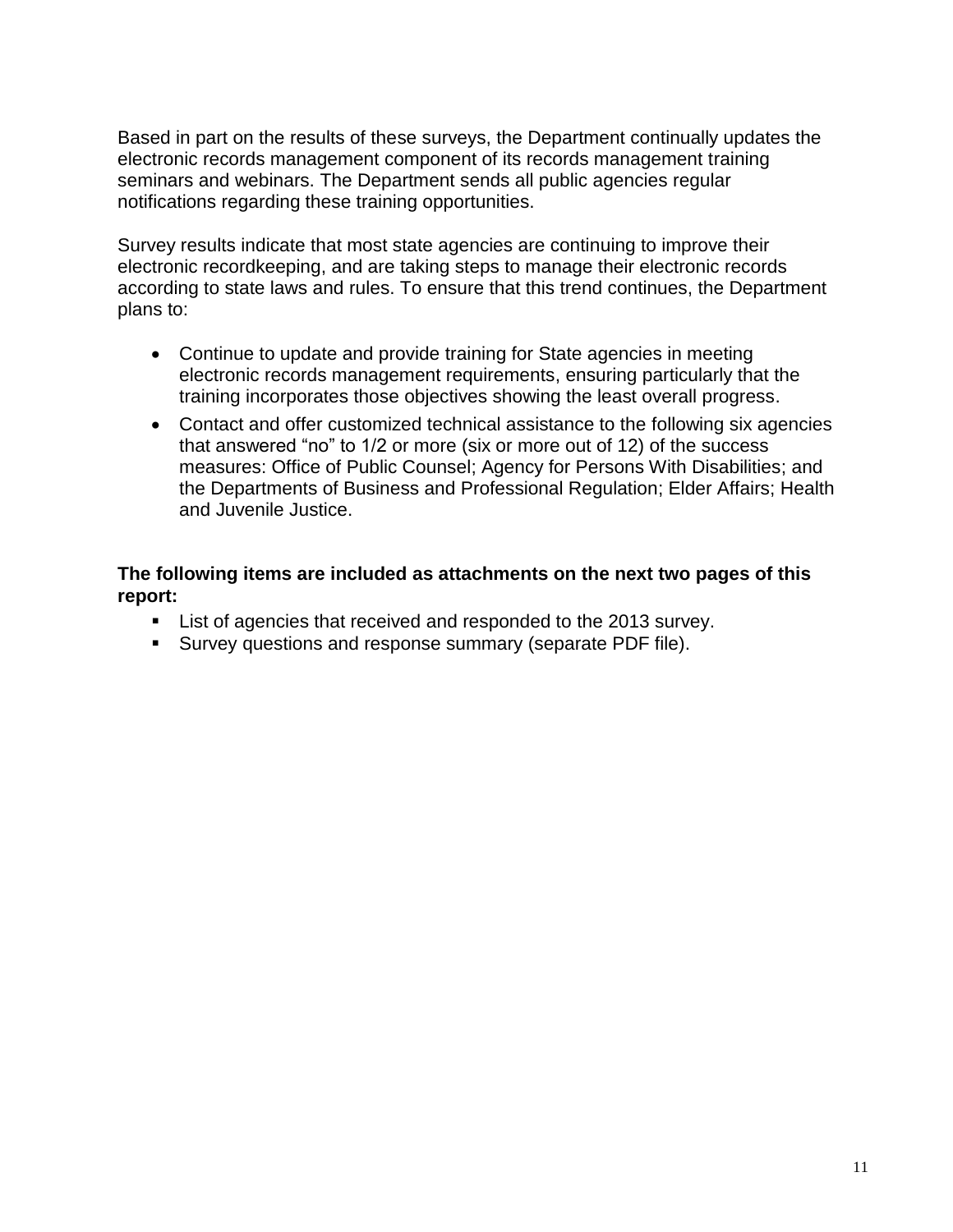Based in part on the results of these surveys, the Department continually updates the electronic records management component of its records management training seminars and webinars. The Department sends all public agencies regular notifications regarding these training opportunities.

Survey results indicate that most state agencies are continuing to improve their electronic recordkeeping, and are taking steps to manage their electronic records according to state laws and rules. To ensure that this trend continues, the Department plans to:

- Continue to update and provide training for State agencies in meeting electronic records management requirements, ensuring particularly that the training incorporates those objectives showing the least overall progress.
- Contact and offer customized technical assistance to the following six agencies that answered "no" to 1/2 or more (six or more out of 12) of the success measures: Office of Public Counsel; Agency for Persons With Disabilities; and the Departments of Business and Professional Regulation; Elder Affairs; Health and Juvenile Justice.

**The following items are included as attachments on the next two pages of this report:**

- List of agencies that received and responded to the 2013 survey.
- Survey questions and response summary (separate PDF file).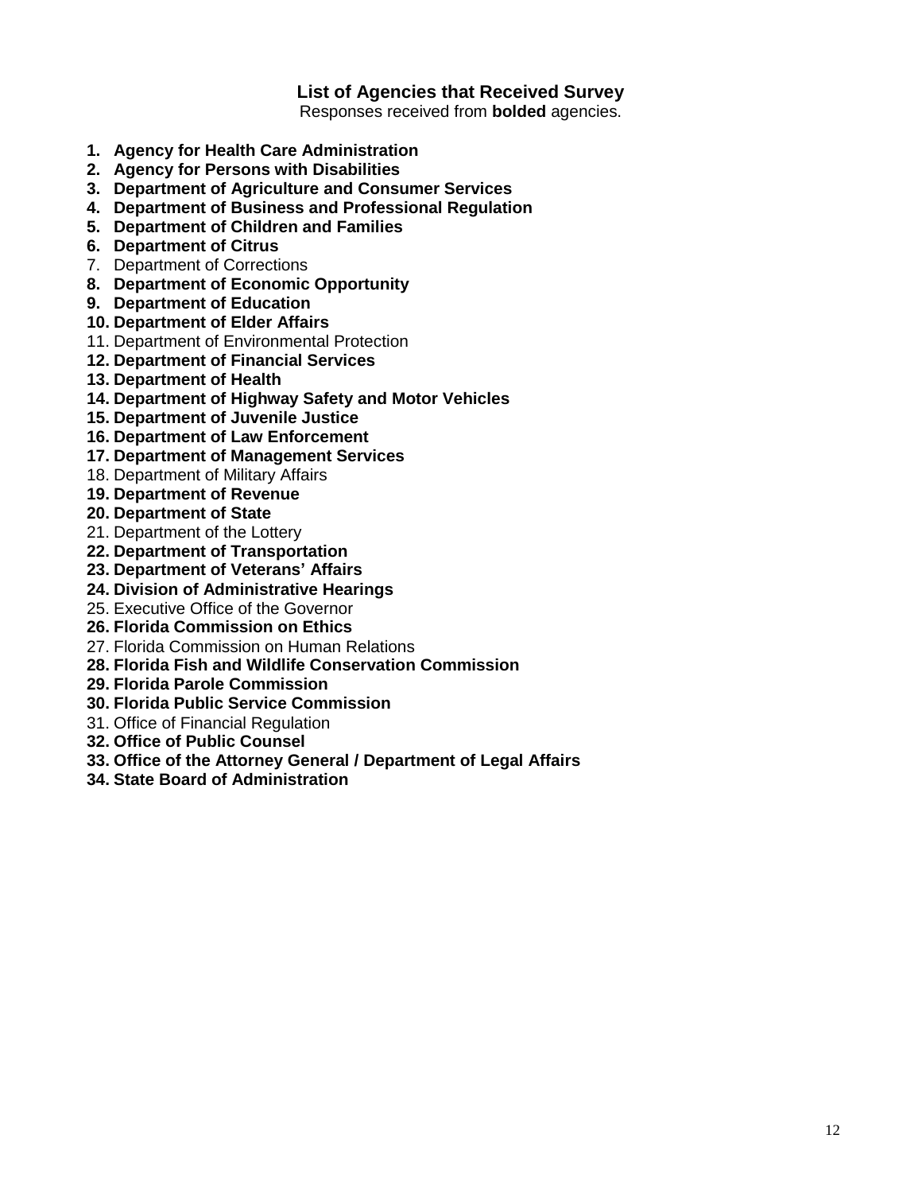### List of Agencies that Received Survey

Responses received from **bolded** agencies.

1. **Agency for Health Care Administration**
2. **Agency for Persons with Disabilities**
3. **Department of Agriculture and Consumer Services**
4. **Department of Business and Professional Regulation**
5. **Department of Children and Families**
6. **Department of Citrus**
7. Department of Corrections
8. **Department of Economic Opportunity**
9. **Department of Education**
10. **Department of Elder Affairs**
11. Department of Environmental Protection
12. **Department of Financial Services**
13. **Department of Health**
14. **Department of Highway Safety and Motor Vehicles**
15. **Department of Juvenile Justice**
16. **Department of Law Enforcement**
17. **Department of Management Services**
18. Department of Military Affairs
19. **Department of Revenue**
20. **Department of State**
21. Department of the Lottery
22. **Department of Transportation**
23. **Department of Veterans' Affairs**
24. **Division of Administrative Hearings**
25. Executive Office of the Governor
26. **Florida Commission on Ethics**
27. Florida Commission on Human Relations
28. **Florida Fish and Wildlife Conservation Commission**
29. **Florida Parole Commission**
30. **Florida Public Service Commission**
31. Office of Financial Regulation
32. **Office of Public Counsel**
33. **Office of the Attorney General / Department of Legal Affairs**
34. **State Board of Administration**